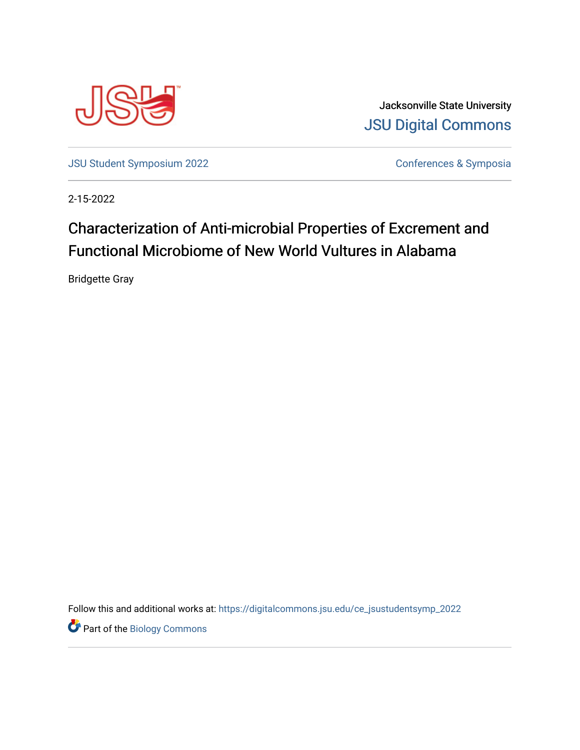Jacksonville State University

JSU Digital Commons

JSU Student Symposium 2022

Conferences & Symposia

2-15-2022

# Characterization of Anti-microbial Properties of Excrement and Functional Microbiome of New World Vultures in Alabama

Bridgette Gray

Follow this and additional works at: https://digitalcommons.jsu.edu/ce_jsustudentsymp_2022

Part of the Biology Commons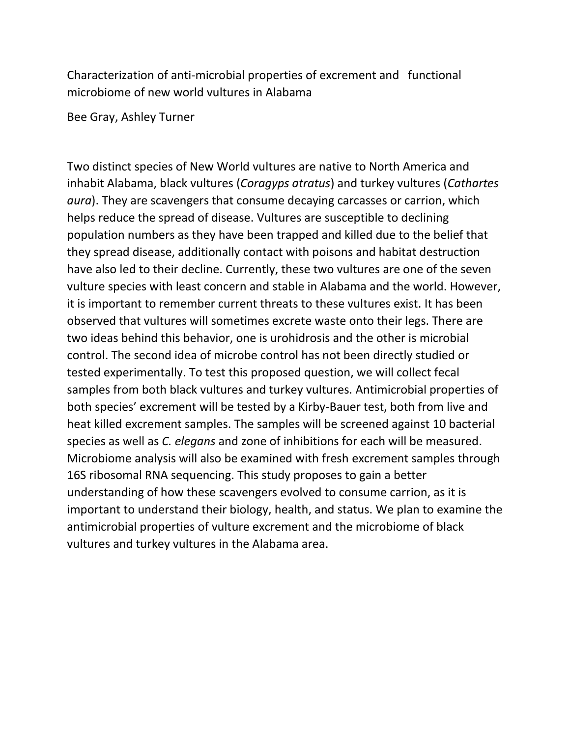# Characterization of anti-microbial properties of excrement and functional microbiome of new world vultures in Alabama

Bee Gray, Ashley Turner

Two distinct species of New World vultures are native to North America and inhabit Alabama, black vultures (*Coragyps atratus*) and turkey vultures (*Cathartes aura*). They are scavengers that consume decaying carcasses or carrion, which helps reduce the spread of disease. Vultures are susceptible to declining population numbers as they have been trapped and killed due to the belief that they spread disease, additionally contact with poisons and habitat destruction have also led to their decline. Currently, these two vultures are one of the seven vulture species with least concern and stable in Alabama and the world. However, it is important to remember current threats to these vultures exist. It has been observed that vultures will sometimes excrete waste onto their legs. There are two ideas behind this behavior, one is urohidrosis and the other is microbial control. The second idea of microbe control has not been directly studied or tested experimentally. To test this proposed question, we will collect fecal samples from both black vultures and turkey vultures. Antimicrobial properties of both species' excrement will be tested by a Kirby-Bauer test, both from live and heat killed excrement samples. The samples will be screened against 10 bacterial species as well as *C. elegans* and zone of inhibitions for each will be measured. Microbiome analysis will also be examined with fresh excrement samples through 16S ribosomal RNA sequencing. This study proposes to gain a better understanding of how these scavengers evolved to consume carrion, as it is important to understand their biology, health, and status. We plan to examine the antimicrobial properties of vulture excrement and the microbiome of black vultures and turkey vultures in the Alabama area.